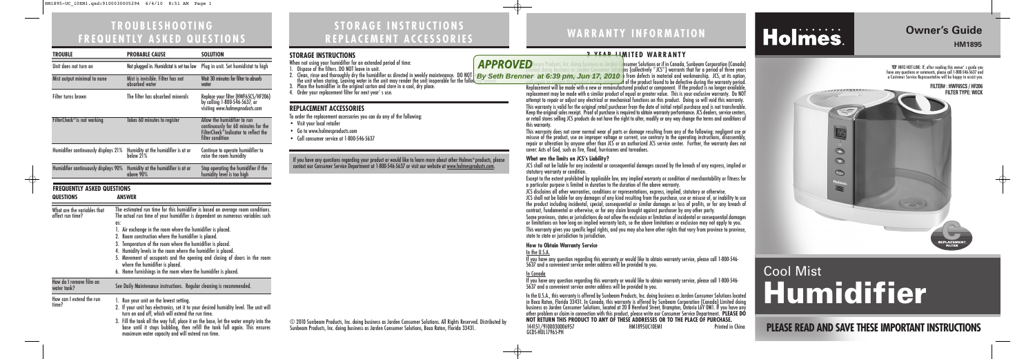# TROUBLESHOOTING FREQUENTLY ASKED QUESTIONS

| TROUBLE | PROBABLE CAUSE | SOLUTION |
|---|---|---|
| Unit does not turn on | Not plugged in. Humidistat is set too low | Plug in unit. Set humidistat to high |
| Mist output minimal to none | Mist is invisible. Filter has not absorbed water | Wait 30 minutes for filter to absorb water |
| Filter turns brown | The filter has absorbed minerals | Replace your filter (HWF65CS/HF206) by calling 1-800-546-5637, or visiting *www.holmesproducts.com* |
| FilterCheck™ is not working | Takes 60 minutes to register | Allow the humidifier to run continuously for 60 minutes for the FilterCheck™ Indicator to reflect the filter condition |
| Humidifier continuously displays 21% | Humidity at the humidifier is at or below 21% | Continue to operate humidifier to raise the room humidity |
| Humidifier continuously displays 90% | Humidity at the humidifier is at or above 90% | Stop operating the humidifier if the humidity level is too high |

## FREQUENTLY ASKED QUESTIONS

| QUESTIONS | ANSWER |
|---|---|
| What are the variables that affect run time? | The estimated run time for this humidifier is based on average room conditions. The actual run time of your humidifier is dependent on numerous variables such as: 1. Air exchange in the room where the humidifier is placed. 2. Room construction where the humidifier is placed. 3. Temperature of the room where the humidifier is placed. 4. Humidity levels in the room where the humidifier is placed. 5. Movement of occupants and the opening and closing of doors in the room where the humidifier is placed. 6. Home furnishings in the room where the humidifier is placed. |
| How do I remove film on water tank? | See Daily Maintenance instructions. Regular cleaning is recommended. |
| How can I extend the run time? | 1. Run your unit on the lowest setting. 2. If your unit has electronics, set it to your desired humidity level. The unit will turn on and off, which will extend the run time. 3. Fill the tank all the way full, place it on the base, let the water empty into the base until it stops bubbling, then refill the tank full again. This ensures maximum water capacity and will extend run time. |

# STORAGE INSTRUCTIONS REPLACEMENT ACCESSORIES

## STORAGE INSTRUCTIONS

When not using your humidifier for an extended period of time:

1. Dispose of the filters. DO NOT leave in unit.
2. Clean, rinse and thoroughly dry the humidifier as directed in weekly maintenance. DO NOT ... the unit when storing. Leaving water in the unit may render the unit inoperable for the follo...
3. Place the humidifier in the original carton and store in a cool, dry place.
4. Order your replacement filter for next year's use.

## REPLACEMENT ACCESSORIES

To order the replacement accessories you can do any of the following:

- Visit your local retailer
- Go to www.holmesproducts.com
- Call consumer service at 1-800-546-5637

If you have any questions regarding your product or would like to learn more about other Holmes® products, please contact our Consumer Service Department at 1-800-546-5637 or visit our website at www.holmesproducts.com.

© 2010 Sunbeam Products, Inc. doing business as Jarden Consumer Solutions. All Rights Reserved. Distributed by Sunbeam Products, Inc. doing business as Jarden Consumer Solutions, Boca Raton, Florida 33431.

# WARRANTY INFORMATION

### 3 YEAR LIMITED WARRANTY

...beam Products, Inc. doing business as Jarden Consumer Solutions or if in Canada, Sunbeam Corporation (Canada) ...ted doing business as Jarden Consumer Solutions (collectively "JCS") warrants that for a period of three years ... from defects in material and workmanship. JCS, at its option, ... of the product found to be defective during the warranty period. Replacement will be made with a new or remanufactured product or component. If the product is no longer available, replacement may be made with a similar product of equal or greater value. This is your exclusive warranty. Do NOT attempt to repair or adjust any electrical or mechanical functions on this product. Doing so will void this warranty.

This warranty is valid for the original retail purchaser from the date of initial retail purchase and is not transferable. Keep the original sales receipt. Proof of purchase is required to obtain warranty performance. JCS dealers, service centers, or retail stores selling JCS products do not have the right to alter, modify or any way change the terms and conditions of this warranty.

This warranty does not cover normal wear of parts or damage resulting from any of the following: negligent use or misuse of the product, use on improper voltage or current, use contrary to the operating instructions, disassembly, repair or alteration by anyone other than JCS or an authorized JCS service center. Further, the warranty does not cover: Acts of God, such as fire, flood, hurricanes and tornadoes.

**What are the limits on JCS's Liability?**

JCS shall not be liable for any incidental or consequential damages caused by the breach of any express, implied or statutory warranty or condition.

Except to the extent prohibited by applicable law, any implied warranty or condition of merchantability or fitness for a particular purpose is limited in duration to the duration of the above warranty.

JCS disclaims all other warranties, conditions or representations, express, implied, statutory or otherwise.

JCS shall not be liable for any damages of any kind resulting from the purchase, use or misuse of, or inability to use the product including incidental, special, consequential or similar damages or loss of profits, or for any breach of contract, fundamental or otherwise, or for any claim brought against purchaser by any other party.

Some provinces, states or jurisdictions do not allow the exclusion or limitation of incidental or consequential damages or limitations on how long an implied warranty lasts, so the above limitations or exclusion may not apply to you.

This warranty gives you specific legal rights, and you may also have other rights that vary from province to province, state to state or jurisdiction to jurisdiction.

**How to Obtain Warranty Service**

In the U.S.A.

If you have any question regarding this warranty or would like to obtain warranty service, please call 1-800-546-5637 and a convenient service center address will be provided to you.

In Canada

If you have any question regarding this warranty or would like to obtain warranty service, please call 1-800-546-5637 and a convenient service center address will be provided to you.

In the U.S.A., this warranty is offered by Sunbeam Products, Inc. doing business as Jarden Consumer Solutions located in Boca Raton, Florida 33431. In Canada, this warranty is offered by Sunbeam Corporation (Canada) Limited doing business as Jarden Consumer Solutions, located at 20 B Hereford Street, Brampton, Ontario L6Y 0M1. If you have any other problem or claim in connection with this product, please write our Consumer Service Department. **PLEASE DO NOT RETURN THIS PRODUCT TO ANY OF THESE ADDRESSES OR TO THE PLACE OF PURCHASE.**

144151/9100030006957 HM1895UC10EM1 Printed in China
GCDS-HOL17965-PH

# Holmes.

## Owner's Guide

**HM1895**

☎ INFO HOT-LINE: If, after reading this owner's guide you have any questions or comments, please call 1-800-546-5637 and a Customer Service Representative will be happy to assist you.

**FILTER#: HWF65CS / HF206**
**FILTER TYPE: WICK**

REPLACEMENT FILTER

# Cool Mist Humidifier

**PLEASE READ AND SAVE THESE IMPORTANT INSTRUCTIONS**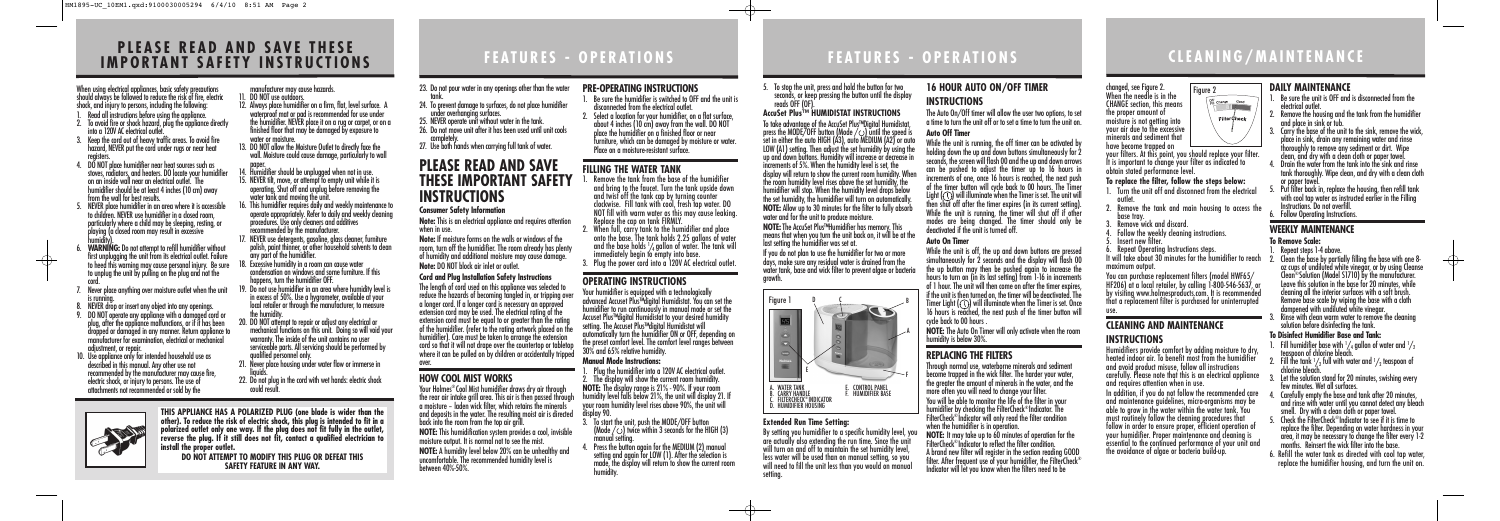# PLEASE READ AND SAVE THESE IMPORTANT SAFETY INSTRUCTIONS

When using electrical appliances, basic safety precautions should always be followed to reduce the risk of fire, electric shock, and injury to persons, including the following:

1. Read all instructions before using the appliance.
2. To avoid fire or shock hazard, plug the appliance directly into a 120V AC electrical outlet.
3. Keep the cord out of heavy traffic areas. To avoid fire hazard, NEVER put the cord under rugs or near heat registers.
4. DO NOT place humidifier near heat sources such as stoves, radiators, and heaters. DO locate your humidifier on an inside wall near an electrical outlet. The humidifier should be at least 4 inches (10 cm) away from the wall for best results.
5. NEVER place humidifier in an area where it is accessible to children. NEVER use humidifier in a closed room, particularly where a child may be sleeping, resting, or playing (a closed room may result in excessive humidity).
6. **WARNING:** Do not attempt to refill humidifier without first unplugging the unit from its electrical outlet. Failure to heed this warning may cause personal injury. Be sure to unplug the unit by pulling on the plug and not the cord.
7. Never place anything over moisture outlet when the unit is running.
8. NEVER drop or insert any object into any openings.
9. DO NOT operate any appliance with a damaged cord or plug, after the appliance malfunctions, or if it has been dropped or damaged in any manner. Return appliance to manufacturer for examination, electrical or mechanical adjustment, or repair.
10. Use appliance only for intended household use as described in this manual. Any other use not recommended by the manufacturer may cause fire, electric shock, or injury to persons. The use of attachments not recommended or sold by the manufacturer may cause hazards.
11. DO NOT use outdoors.
12. Always place humidifier on a firm, flat, level surface. A waterproof mat or pad is recommended for use under the humidifier. NEVER place it on a rug or carpet, or on a finished floor that may be damaged by exposure to water or moisture.
13. DO NOT allow the Moisture Outlet to directly face the wall. Moisture could cause damage, particularly to wall paper.
14. Humidifier should be unplugged when not in use.
15. NEVER tilt, move, or attempt to empty unit while it is operating. Shut off and unplug before removing the water tank and moving the unit.
16. This humidifier requires daily and weekly maintenance to operate appropriately. Refer to daily and weekly cleaning procedures. Use only cleaners and additives recommended by the manufacturer.
17. NEVER use detergents, gasoline, glass cleaner, furniture polish, paint thinner, or other household solvents to clean any part of the humidifier.
18. Excessive humidity in a room can cause water condensation on windows and some furniture. If this happens, turn the humidifier OFF.
19. Do not use humidifier in an area where humidity level is in excess of 50%. Use a hygrometer, available at your local retailer or through the manufacturer, to measure the humidity.
20. DO NOT attempt to repair or adjust any electrical or mechanical functions on this unit. Doing so will void your warranty. The inside of the unit contains no user serviceable parts. All servicing should be performed by qualified personnel only.
21. Never place housing under water flow or immerse in liquids.
22. Do not plug in the cord with wet hands: electric shock could result.
23. Do not put water in any openings other than the water tank.
24. To prevent damage to surfaces, do not place humidifier under overhanging surfaces.
25. NEVER operate unit without water in the tank.
26. Do not move unit after it has been used until unit cools completely.
27. Use both hands when carrying full tank of water.

**THIS APPLIANCE HAS A POLARIZED PLUG (one blade is wider than the other). To reduce the risk of electric shock, this plug is intended to fit in a polarized outlet only one way. If the plug does not fit fully in the outlet, reverse the plug. If it still does not fit, contact a qualified electrician to install the proper outlet.**

**DO NOT ATTEMPT TO MODIFY THIS PLUG OR DEFEAT THIS SAFETY FEATURE IN ANY WAY.**

# PLEASE READ AND SAVE THESE IMPORTANT SAFETY INSTRUCTIONS

### Consumer Safety Information

**Note:** This is an electrical appliance and requires attention when in use.

**Note:** If moisture forms on the walls or windows of the room, turn off the humidifier. The room already has plenty of humidity and additional moisture may cause damage.

**Note:** DO NOT block air inlet or outlet.

### Cord and Plug Installation Safety Instructions

The length of cord used on this appliance was selected to reduce the hazards of becoming tangled in, or tripping over a longer cord. If a longer cord is necessary an approved extension cord may be used. The electrical rating of the extension cord must be equal to or greater than the rating of the humidifier. (refer to the rating artwork placed on the humidifier). Care must be taken to arrange the extension cord so that it will not drape over the countertop or tabletop where it can be pulled on by children or accidentally tripped over.

# FEATURES - OPERATIONS

## HOW COOL MIST WORKS

Your Holmes® Cool Mist humidifier draws dry air through the rear air intake grill area. This air is then passed through a moisture – laden wick filter, which retains the minerals and deposits in the water. The resulting moist air is directed back into the room from the top air grill.

**NOTE:** This humidification system provides a cool, invisible moisture output. It is normal not to see the mist.

**NOTE:** A humidity level below 20% can be unhealthy and uncomfortable. The recommended humidity level is between 40%-50%.

## PRE-OPERATING INSTRUCTIONS

1. Be sure the humidifier is switched OFF and the unit is disconnected from the electrical outlet.
2. Select a location for your humidifier, on a flat surface, about 4 inches (10 cm) away from the wall. DO NOT place the humidifier on a finished floor or near furniture, which can be damaged by moisture or water. Place on a moisture-resistant surface.

## FILLING THE WATER TANK

1. Remove the tank from the base of the humidifier and bring to the faucet. Turn the tank upside down and twist off the tank cap by turning counter clockwise. Fill tank with cool, fresh tap water. DO NOT fill with warm water as this may cause leaking. Replace the cap on tank FIRMLY.
2. When full, carry tank to the humidifier and place onto the base. The tank holds 2.25 gallons of water and the base holds $^1/_4$ gallon of water. The tank will immediately begin to empty into base.
3. Plug the power cord into a 120V AC electrical outlet.

## OPERATING INSTRUCTIONS

Your humidifier is equipped with a technologically advanced Accuset Plus™digital Humidistat. You can set the humidifier to run continuously in manual mode or set the Accuset Plus™digital Humidistat to your desired humidity setting. The Accuset Plus™digital Humidistat will automatically turn the humidifier ON or OFF, depending on the preset comfort level. The comfort level ranges between 30% and 65% relative humidity.

### Manual Mode Instructions:

1. Plug the humidifier into a 120V AC electrical outlet.
2. The display will show the current room humidity. **NOTE:** The display range is 21% - 90%. If your room humidity level falls below 21%, the unit will display 21. If your room humidity level rises above 90%, the unit will display 90.
3. To start the unit, push the MODE/OFF button (Mode / ⏻) twice within 3 seconds for the HIGH (3) manual setting.
4. Press the button again for the MEDIUM (2) manual setting and again for LOW (1). After the selection is made, the display will return to show the current room humidity.
5. To stop the unit, press and hold the button for two seconds, or keep pressing the button until the display reads OFF (OF).

### AccuSet Plus™ HUMIDISTAT INSTRUCTIONS

To take advantage of the AccuSet Plus™digital Humidistat, press the MODE/OFF button (Mode / ⏻) until the speed is set in either the auto HIGH (A3), auto MEDIUM (A2) or auto LOW (A1) setting. Then adjust the set humidity by using the up and down buttons. Humidity will increase or decrease in increments of 5%. When the humidity level is set, the display will return to show the current room humidity. When the room humidity level rises above the set humidity, the humidifier will stop. When the humidity level drops below the set humidity, the humidifier will turn on automatically. **NOTE:** Allow up to 30 minutes for the filter to fully absorb water and for the unit to produce moisture.

**NOTE:** The AccuSet Plus™Humidifier has memory. This means that when you turn the unit back on, it will be at the last setting the humidifier was set at.

If you do not plan to use the humidifier for two or more days, make sure any residual water is drained from the water tank, base and wick filter to prevent algae or bacteria growth.

Figure 1

A. WATER TANK
B. CARRY HANDLE
C. FILTERCHECK® INDICATOR
D. HUMIDIFIER HOUSING
E. CONTROL PANEL
F. HUMIDIFIER BASE

### Extended Run Time Setting:

By setting you humidifier to a specific humidity level, you are actually also extending the run time. Since the unit will turn on and off to maintain the set humidity level, less water will be used than on manual setting, so you will need to fill the unit less than you would on manual setting.

## 16 HOUR AUTO ON/OFF TIMER INSTRUCTIONS

The Auto On/Off timer will allow the user two options, to set a time to turn the unit off or to set a time to turn the unit on.

### Auto Off Timer

While the unit is running, the off timer can be activated by holding down the up and down buttons simultaneously for 2 seconds, the screen will flash 00 and the up and down arrows can be pushed to adjust the timer up to 16 hours in increments of one, once 16 hours is reached, the next push of the timer button will cycle back to 00 hours. The Timer Light (◷) will illuminate when the Timer is set. The unit will then shut off after the timer expires (in its current setting). While the unit is running, the timer will shut off if other modes are being changed. The timer should only be deactivated if the unit is turned off.

### Auto On Timer

While the unit is off, the up and down buttons are pressed simultaneously for 2 seconds and the display will flash 00 the up button may then be pushed again to increase the hours to turn on (in its last setting) from 1-16 in increments of 1 hour. The unit will then come on after the timer expires, if the unit is then turned on, the timer will be deactivated. The Timer Light (◷) will illuminate when the Timer is set. Once 16 hours is reached, the next push of the timer button will cycle back to 00 hours.

**NOTE:** The Auto On Timer will only activate when the room humidity is below 30%.

## REPLACING THE FILTERS

Through normal use, waterborne minerals and sediment become trapped in the wick filter. The harder your water, the greater the amount of minerals in the water, and the more often you will need to change your filter.

You will be able to monitor the life of the filter in your humidifier by checking the FilterCheck® Indicator. The FilterCheck® Indicator will only read the filter condition when the humidifier is in operation.

**NOTE:** It may take up to 60 minutes of operation for the FilterCheck® Indicator to reflect the filter condition.

A brand new filter will register in the section reading GOOD filter. After frequent use of your humidifier, the FilterCheck® Indicator will let you know when the filters need to be changed, see Figure 2. When the needle is in the CHANGE section, this means the proper amount of moisture is not getting into your air due to the excessive minerals and sediment that have become trapped on your filters. At this point, you should replace your filter. It is important to change your filter as indicated to obtain stated performance level.

Figure 2

### To replace the filter, follow the steps below:

1. Turn the unit off and disconnect from the electrical outlet.
2. Remove the tank and main housing to access the base tray.
3. Remove wick and discard.
4. Follow the weekly cleaning instructions.
5. Insert new filter.
6. Repeat Operating Instructions steps.

It will take about 30 minutes for the humidifier to reach maximum output.

You can purchase replacement filters (model HWF65/HF206) at a local retailer, by calling 1-800-546-5637, or by visiting www.holmesproducts.com. It is recommended that a replacement filter is purchased for uninterrupted use.

# CLEANING/MAINTENANCE

## CLEANING AND MAINTENANCE INSTRUCTIONS

Humidifiers provide comfort by adding moisture to dry, heated indoor air. To benefit most from the humidifier and avoid product misuse, follow all instructions carefully. Please note that this is an electrical appliance and requires attention when in use.

In addition, if you do not follow the recommended care and maintenance guidelines, micro-organisms may be able to grow in the water within the water tank. You must routinely follow the cleaning procedures that follow in order to ensure proper, efficient operation of your humidifier. Proper maintenance and cleaning is essential to the continued performance of your unit and the avoidance of algae or bacteria build-up.

## DAILY MAINTENANCE

1. Be sure the unit is OFF and is disconnected from the electrical outlet.
2. Remove the housing and the tank from the humidifier and place in sink or tub.
3. Carry the base of the unit to the sink, remove the wick, place in sink, drain any remaining water and rinse thoroughly to remove any sediment or dirt. Wipe clean, and dry with a clean cloth or paper towel.
4. Drain the water from the tank into the sink and rinse tank thoroughly. Wipe clean, and dry with a clean cloth or paper towel.
5. Put filter back in, replace the housing, then refill tank with cool tap water as instructed earlier in the Filling Instructions. Do not overfill.
6. Follow Operating Instructions.

## WEEKLY MAINTENANCE

### To Remove Scale:

1. Repeat steps 1-4 above.
2. Clean the base by partially filling the base with one 8-oz cups of undiluted white vinegar, or by using Cleanse Clean™ solution (Model S1710) by the manufacturer. Leave this solution in the base for 20 minutes, while cleaning all the interior surfaces with a soft brush. Remove base scale by wiping the base with a cloth dampened with undiluted white vinegar.
3. Rinse with clean warm water to remove the cleaning solution before disinfecting the tank.

### To Disinfect Humidifier Base and Tank:

1. Fill humidifier base with $^1/_4$ gallon of water and $^1/_2$ teaspoon of chlorine bleach.
2. Fill the tank $^1/_2$ full with water and $^1/_2$ teaspoon of chlorine bleach.
3. Let the solution stand for 20 minutes, swishing every few minutes. Wet all surfaces.
4. Carefully empty the base and tank after 20 minutes, and rinse with water until you cannot detect any bleach smell. Dry with a clean cloth or paper towel.
5. Check the FilterCheck® Indicator to see if it is time to replace the filter. Depending on water hardness in your area, it may be necessary to change the filter every 1-2 months. Reinsert the wick filter into the base.
6. Refill the water tank as directed with cool tap water, replace the humidifier housing, and turn the unit on.